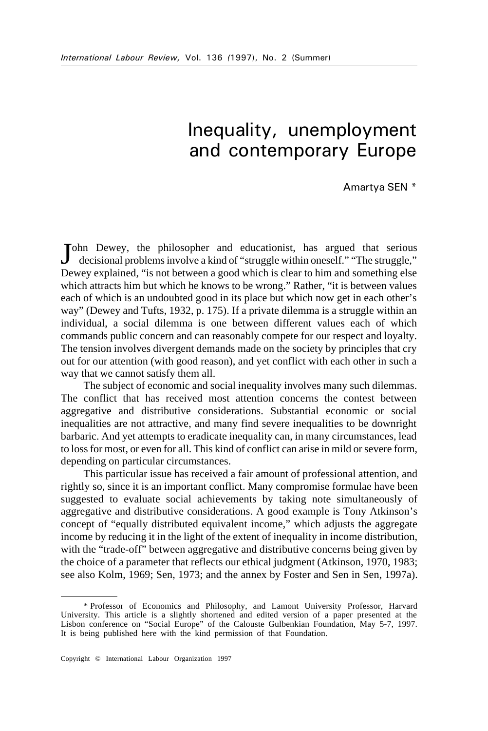# Inequality, unemployment and contemporary Europe

Amartya SEN *

John Dewey, the philosopher and educationist, has argued that serious decisional problems involve a kind of "struggle within oneself." "The struggle," Dewey explained, "is not between a good which is clear to him and something else which attracts him but which he knows to be wrong." Rather, "it is between values each of which is an undoubted good in its place but which now get in each other's way" (Dewey and Tufts, 1932, p. 175). If a private dilemma is a struggle within an individual, a social dilemma is one between different values each of which commands public concern and can reasonably compete for our respect and loyalty. The tension involves divergent demands made on the society by principles that cry out for our attention (with good reason), and yet conflict with each other in such a way that we cannot satisfy them all.

The subject of economic and social inequality involves many such dilemmas. The conflict that has received most attention concerns the contest between aggregative and distributive considerations. Substantial economic or social inequalities are not attractive, and many find severe inequalities to be downright barbaric. And yet attempts to eradicate inequality can, in many circumstances, lead to loss for most, or even for all. This kind of conflict can arise in mild or severe form, depending on particular circumstances.

This particular issue has received a fair amount of professional attention, and rightly so, since it is an important conflict. Many compromise formulae have been suggested to evaluate social achievements by taking note simultaneously of aggregative and distributive considerations. A good example is Tony Atkinson's concept of "equally distributed equivalent income," which adjusts the aggregate income by reducing it in the light of the extent of inequality in income distribution, with the "trade-off" between aggregative and distributive concerns being given by the choice of a parameter that reflects our ethical judgment (Atkinson, 1970, 1983; see also Kolm, 1969; Sen, 1973; and the annex by Foster and Sen in Sen, 1997a).

* Professor of Economics and Philosophy, and Lamont University Professor, Harvard University. This article is a slightly shortened and edited version of a paper presented at the Lisbon conference on "Social Europe" of the Calouste Gulbenkian Foundation, May 5-7, 1997. It is being published here with the kind permission of that Foundation.

Copyright © International Labour Organization 1997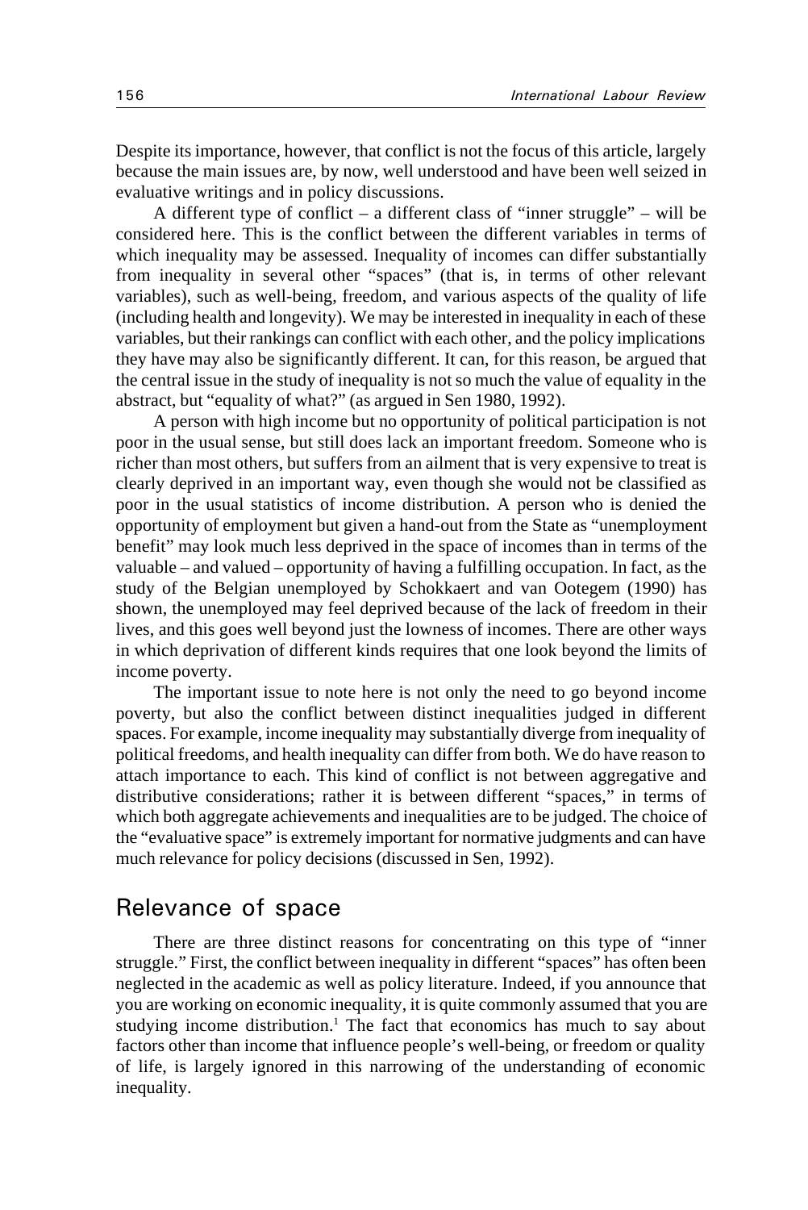Despite its importance, however, that conflict is not the focus of this article, largely because the main issues are, by now, well understood and have been well seized in evaluative writings and in policy discussions.

A different type of conflict – a different class of "inner struggle" – will be considered here. This is the conflict between the different variables in terms of which inequality may be assessed. Inequality of incomes can differ substantially from inequality in several other "spaces" (that is, in terms of other relevant variables), such as well-being, freedom, and various aspects of the quality of life (including health and longevity). We may be interested in inequality in each of these variables, but their rankings can conflict with each other, and the policy implications they have may also be significantly different. It can, for this reason, be argued that the central issue in the study of inequality is not so much the value of equality in the abstract, but "equality of what?" (as argued in Sen 1980, 1992).

A person with high income but no opportunity of political participation is not poor in the usual sense, but still does lack an important freedom. Someone who is richer than most others, but suffers from an ailment that is very expensive to treat is clearly deprived in an important way, even though she would not be classified as poor in the usual statistics of income distribution. A person who is denied the opportunity of employment but given a hand-out from the State as "unemployment benefit" may look much less deprived in the space of incomes than in terms of the valuable – and valued – opportunity of having a fulfilling occupation. In fact, as the study of the Belgian unemployed by Schokkaert and van Ootegem (1990) has shown, the unemployed may feel deprived because of the lack of freedom in their lives, and this goes well beyond just the lowness of incomes. There are other ways in which deprivation of different kinds requires that one look beyond the limits of income poverty.

The important issue to note here is not only the need to go beyond income poverty, but also the conflict between distinct inequalities judged in different spaces. For example, income inequality may substantially diverge from inequality of political freedoms, and health inequality can differ from both. We do have reason to attach importance to each. This kind of conflict is not between aggregative and distributive considerations; rather it is between different "spaces," in terms of which both aggregate achievements and inequalities are to be judged. The choice of the "evaluative space" is extremely important for normative judgments and can have much relevance for policy decisions (discussed in Sen, 1992).

## Relevance of space

There are three distinct reasons for concentrating on this type of "inner struggle." First, the conflict between inequality in different "spaces" has often been neglected in the academic as well as policy literature. Indeed, if you announce that you are working on economic inequality, it is quite commonly assumed that you are studying income distribution.[1] The fact that economics has much to say about factors other than income that influence people's well-being, or freedom or quality of life, is largely ignored in this narrowing of the understanding of economic inequality.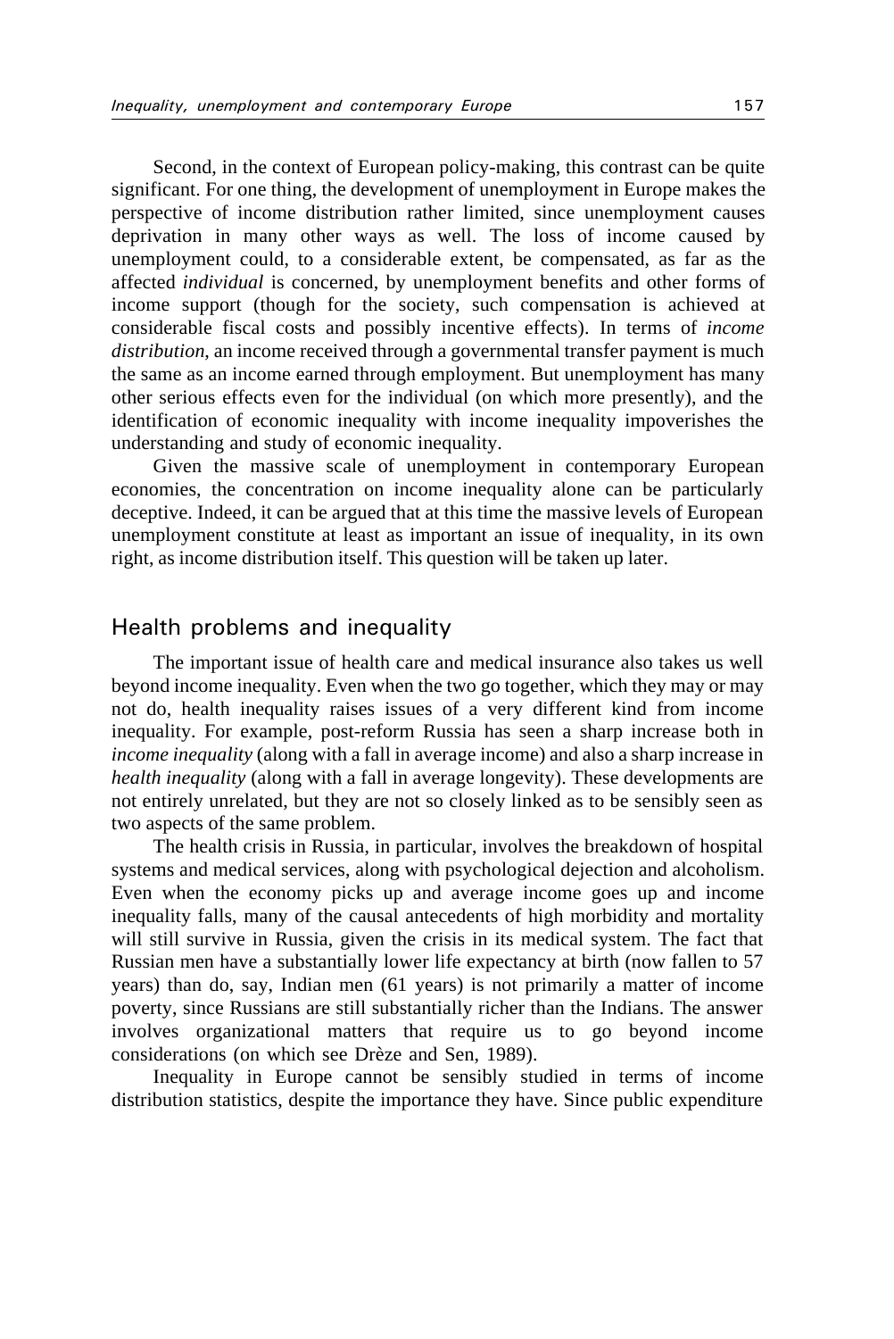Second, in the context of European policy-making, this contrast can be quite significant. For one thing, the development of unemployment in Europe makes the perspective of income distribution rather limited, since unemployment causes deprivation in many other ways as well. The loss of income caused by unemployment could, to a considerable extent, be compensated, as far as the affected *individual* is concerned, by unemployment benefits and other forms of income support (though for the society, such compensation is achieved at considerable fiscal costs and possibly incentive effects). In terms of *income distribution*, an income received through a governmental transfer payment is much the same as an income earned through employment. But unemployment has many other serious effects even for the individual (on which more presently), and the identification of economic inequality with income inequality impoverishes the understanding and study of economic inequality.

Given the massive scale of unemployment in contemporary European economies, the concentration on income inequality alone can be particularly deceptive. Indeed, it can be argued that at this time the massive levels of European unemployment constitute at least as important an issue of inequality, in its own right, as income distribution itself. This question will be taken up later.

## Health problems and inequality

The important issue of health care and medical insurance also takes us well beyond income inequality. Even when the two go together, which they may or may not do, health inequality raises issues of a very different kind from income inequality. For example, post-reform Russia has seen a sharp increase both in *income inequality* (along with a fall in average income) and also a sharp increase in *health inequality* (along with a fall in average longevity). These developments are not entirely unrelated, but they are not so closely linked as to be sensibly seen as two aspects of the same problem.

The health crisis in Russia, in particular, involves the breakdown of hospital systems and medical services, along with psychological dejection and alcoholism. Even when the economy picks up and average income goes up and income inequality falls, many of the causal antecedents of high morbidity and mortality will still survive in Russia, given the crisis in its medical system. The fact that Russian men have a substantially lower life expectancy at birth (now fallen to 57 years) than do, say, Indian men (61 years) is not primarily a matter of income poverty, since Russians are still substantially richer than the Indians. The answer involves organizational matters that require us to go beyond income considerations (on which see Drèze and Sen, 1989).

Inequality in Europe cannot be sensibly studied in terms of income distribution statistics, despite the importance they have. Since public expenditure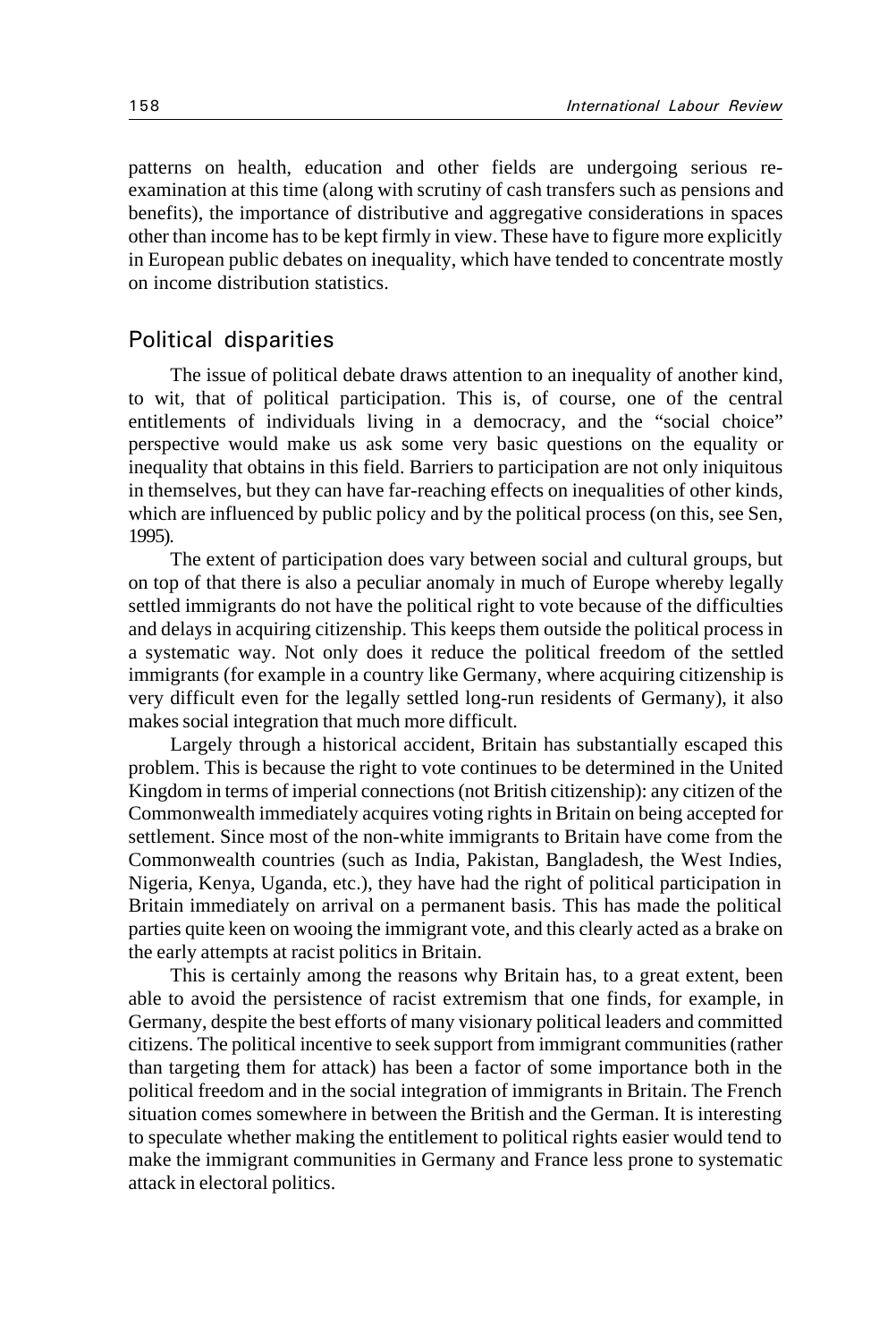patterns on health, education and other fields are undergoing serious re-examination at this time (along with scrutiny of cash transfers such as pensions and benefits), the importance of distributive and aggregative considerations in spaces other than income has to be kept firmly in view. These have to figure more explicitly in European public debates on inequality, which have tended to concentrate mostly on income distribution statistics.

## Political disparities

The issue of political debate draws attention to an inequality of another kind, to wit, that of political participation. This is, of course, one of the central entitlements of individuals living in a democracy, and the "social choice" perspective would make us ask some very basic questions on the equality or inequality that obtains in this field. Barriers to participation are not only iniquitous in themselves, but they can have far-reaching effects on inequalities of other kinds, which are influenced by public policy and by the political process (on this, see Sen, 1995).

The extent of participation does vary between social and cultural groups, but on top of that there is also a peculiar anomaly in much of Europe whereby legally settled immigrants do not have the political right to vote because of the difficulties and delays in acquiring citizenship. This keeps them outside the political process in a systematic way. Not only does it reduce the political freedom of the settled immigrants (for example in a country like Germany, where acquiring citizenship is very difficult even for the legally settled long-run residents of Germany), it also makes social integration that much more difficult.

Largely through a historical accident, Britain has substantially escaped this problem. This is because the right to vote continues to be determined in the United Kingdom in terms of imperial connections (not British citizenship): any citizen of the Commonwealth immediately acquires voting rights in Britain on being accepted for settlement. Since most of the non-white immigrants to Britain have come from the Commonwealth countries (such as India, Pakistan, Bangladesh, the West Indies, Nigeria, Kenya, Uganda, etc.), they have had the right of political participation in Britain immediately on arrival on a permanent basis. This has made the political parties quite keen on wooing the immigrant vote, and this clearly acted as a brake on the early attempts at racist politics in Britain.

This is certainly among the reasons why Britain has, to a great extent, been able to avoid the persistence of racist extremism that one finds, for example, in Germany, despite the best efforts of many visionary political leaders and committed citizens. The political incentive to seek support from immigrant communities (rather than targeting them for attack) has been a factor of some importance both in the political freedom and in the social integration of immigrants in Britain. The French situation comes somewhere in between the British and the German. It is interesting to speculate whether making the entitlement to political rights easier would tend to make the immigrant communities in Germany and France less prone to systematic attack in electoral politics.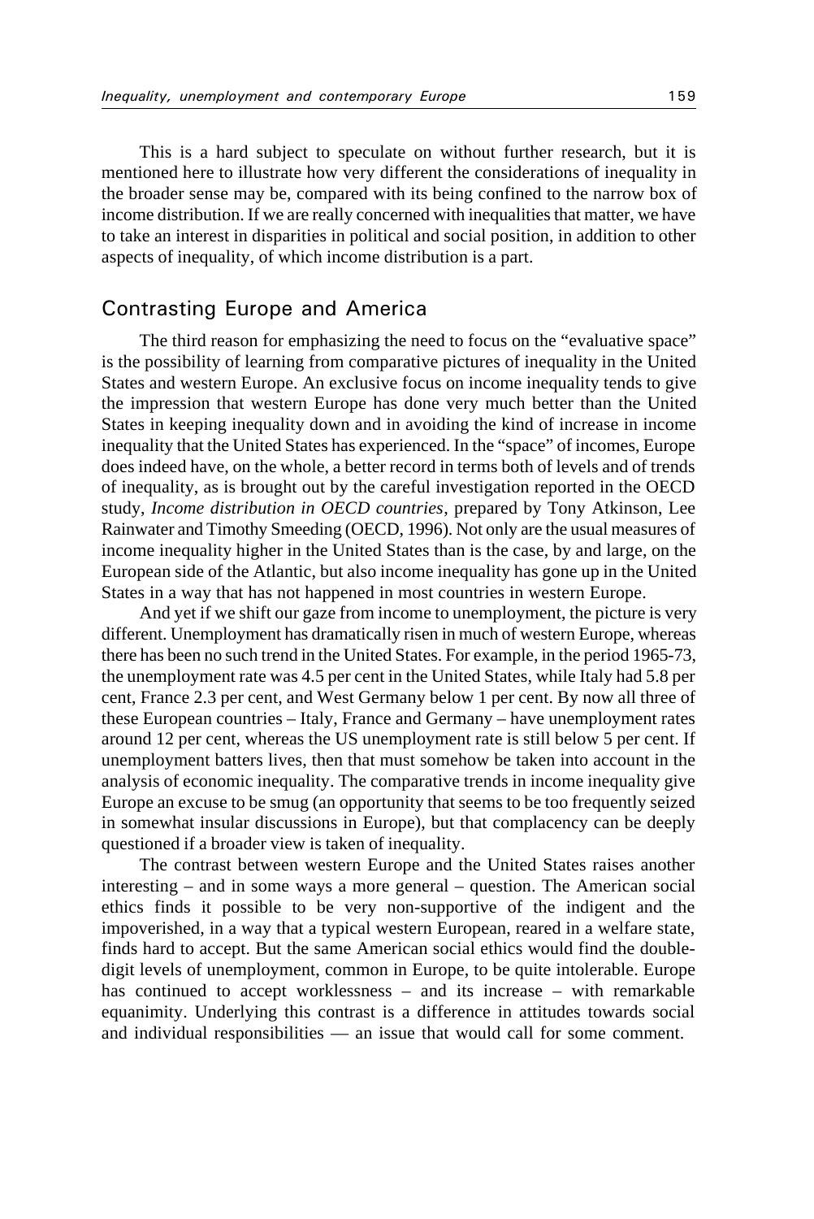This is a hard subject to speculate on without further research, but it is mentioned here to illustrate how very different the considerations of inequality in the broader sense may be, compared with its being confined to the narrow box of income distribution. If we are really concerned with inequalities that matter, we have to take an interest in disparities in political and social position, in addition to other aspects of inequality, of which income distribution is a part.

## Contrasting Europe and America

The third reason for emphasizing the need to focus on the "evaluative space" is the possibility of learning from comparative pictures of inequality in the United States and western Europe. An exclusive focus on income inequality tends to give the impression that western Europe has done very much better than the United States in keeping inequality down and in avoiding the kind of increase in income inequality that the United States has experienced. In the "space" of incomes, Europe does indeed have, on the whole, a better record in terms both of levels and of trends of inequality, as is brought out by the careful investigation reported in the OECD study, *Income distribution in OECD countries*, prepared by Tony Atkinson, Lee Rainwater and Timothy Smeeding (OECD, 1996). Not only are the usual measures of income inequality higher in the United States than is the case, by and large, on the European side of the Atlantic, but also income inequality has gone up in the United States in a way that has not happened in most countries in western Europe.

And yet if we shift our gaze from income to unemployment, the picture is very different. Unemployment has dramatically risen in much of western Europe, whereas there has been no such trend in the United States. For example, in the period 1965-73, the unemployment rate was 4.5 per cent in the United States, while Italy had 5.8 per cent, France 2.3 per cent, and West Germany below 1 per cent. By now all three of these European countries – Italy, France and Germany – have unemployment rates around 12 per cent, whereas the US unemployment rate is still below 5 per cent. If unemployment batters lives, then that must somehow be taken into account in the analysis of economic inequality. The comparative trends in income inequality give Europe an excuse to be smug (an opportunity that seems to be too frequently seized in somewhat insular discussions in Europe), but that complacency can be deeply questioned if a broader view is taken of inequality.

The contrast between western Europe and the United States raises another interesting – and in some ways a more general – question. The American social ethics finds it possible to be very non-supportive of the indigent and the impoverished, in a way that a typical western European, reared in a welfare state, finds hard to accept. But the same American social ethics would find the double-digit levels of unemployment, common in Europe, to be quite intolerable. Europe has continued to accept worklessness – and its increase – with remarkable equanimity. Underlying this contrast is a difference in attitudes towards social and individual responsibilities — an issue that would call for some comment.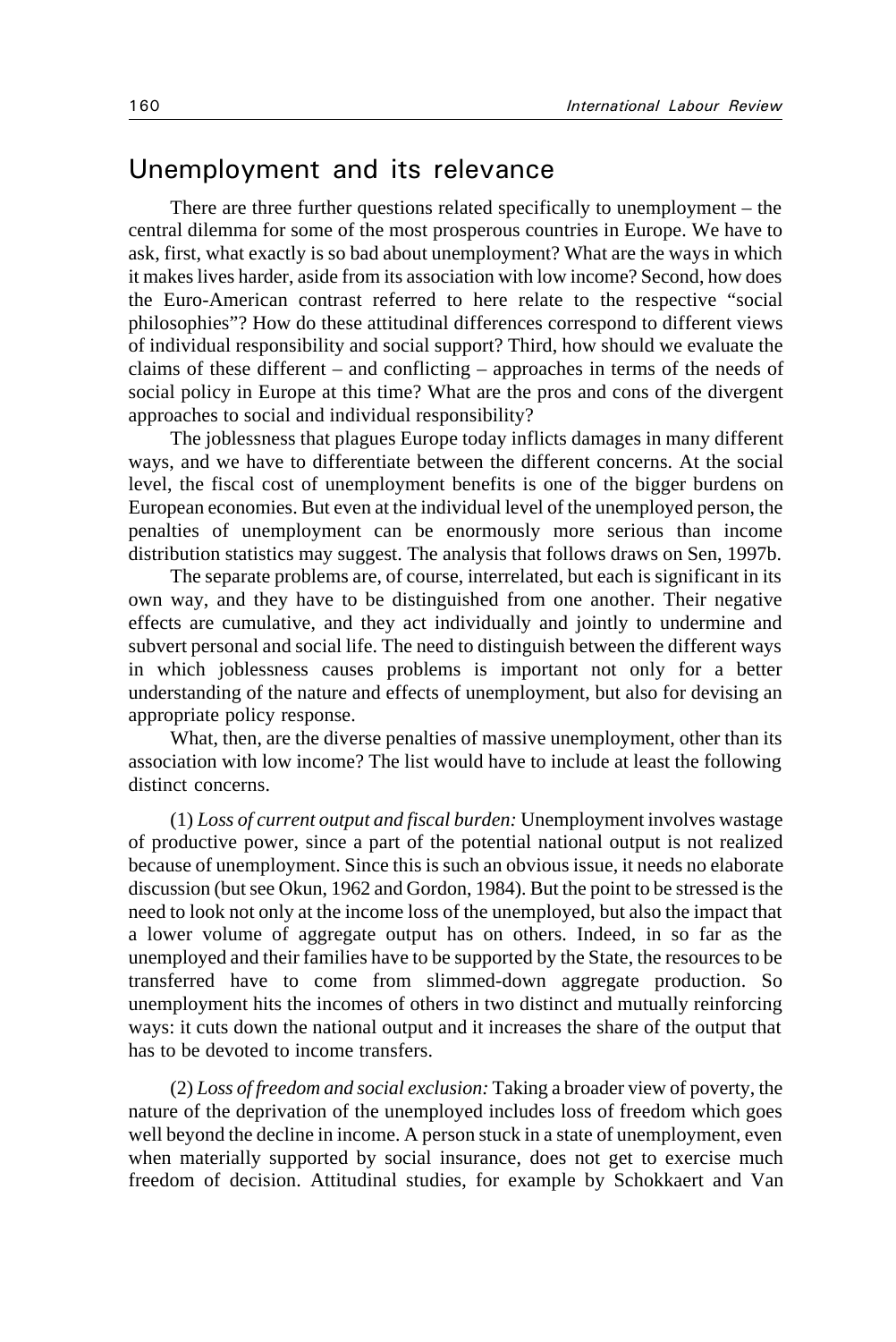## Unemployment and its relevance

There are three further questions related specifically to unemployment – the central dilemma for some of the most prosperous countries in Europe. We have to ask, first, what exactly is so bad about unemployment? What are the ways in which it makes lives harder, aside from its association with low income? Second, how does the Euro-American contrast referred to here relate to the respective "social philosophies"? How do these attitudinal differences correspond to different views of individual responsibility and social support? Third, how should we evaluate the claims of these different – and conflicting – approaches in terms of the needs of social policy in Europe at this time? What are the pros and cons of the divergent approaches to social and individual responsibility?

The joblessness that plagues Europe today inflicts damages in many different ways, and we have to differentiate between the different concerns. At the social level, the fiscal cost of unemployment benefits is one of the bigger burdens on European economies. But even at the individual level of the unemployed person, the penalties of unemployment can be enormously more serious than income distribution statistics may suggest. The analysis that follows draws on Sen, 1997b.

The separate problems are, of course, interrelated, but each is significant in its own way, and they have to be distinguished from one another. Their negative effects are cumulative, and they act individually and jointly to undermine and subvert personal and social life. The need to distinguish between the different ways in which joblessness causes problems is important not only for a better understanding of the nature and effects of unemployment, but also for devising an appropriate policy response.

What, then, are the diverse penalties of massive unemployment, other than its association with low income? The list would have to include at least the following distinct concerns.

(1) *Loss of current output and fiscal burden:* Unemployment involves wastage of productive power, since a part of the potential national output is not realized because of unemployment. Since this is such an obvious issue, it needs no elaborate discussion (but see Okun, 1962 and Gordon, 1984). But the point to be stressed is the need to look not only at the income loss of the unemployed, but also the impact that a lower volume of aggregate output has on others. Indeed, in so far as the unemployed and their families have to be supported by the State, the resources to be transferred have to come from slimmed-down aggregate production. So unemployment hits the incomes of others in two distinct and mutually reinforcing ways: it cuts down the national output and it increases the share of the output that has to be devoted to income transfers.

(2) *Loss of freedom and social exclusion:* Taking a broader view of poverty, the nature of the deprivation of the unemployed includes loss of freedom which goes well beyond the decline in income. A person stuck in a state of unemployment, even when materially supported by social insurance, does not get to exercise much freedom of decision. Attitudinal studies, for example by Schokkaert and Van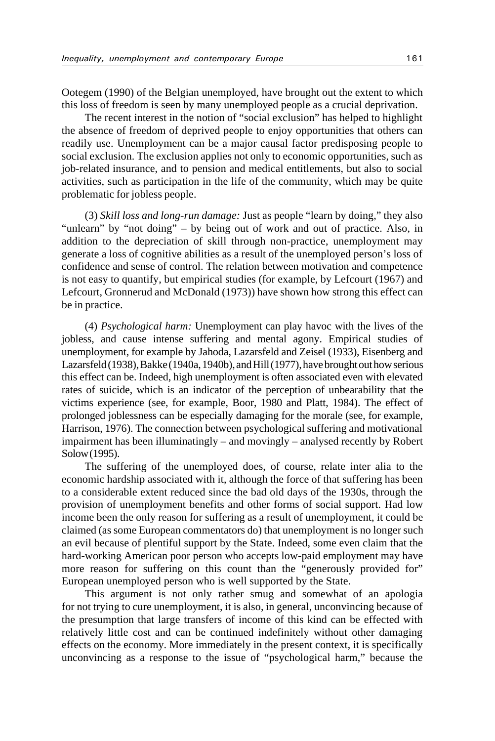Ootegem (1990) of the Belgian unemployed, have brought out the extent to which this loss of freedom is seen by many unemployed people as a crucial deprivation.

The recent interest in the notion of "social exclusion" has helped to highlight the absence of freedom of deprived people to enjoy opportunities that others can readily use. Unemployment can be a major causal factor predisposing people to social exclusion. The exclusion applies not only to economic opportunities, such as job-related insurance, and to pension and medical entitlements, but also to social activities, such as participation in the life of the community, which may be quite problematic for jobless people.

(3) *Skill loss and long-run damage:* Just as people "learn by doing," they also "unlearn" by "not doing" – by being out of work and out of practice. Also, in addition to the depreciation of skill through non-practice, unemployment may generate a loss of cognitive abilities as a result of the unemployed person's loss of confidence and sense of control. The relation between motivation and competence is not easy to quantify, but empirical studies (for example, by Lefcourt (1967) and Lefcourt, Gronnerud and McDonald (1973)) have shown how strong this effect can be in practice.

(4) *Psychological harm:* Unemployment can play havoc with the lives of the jobless, and cause intense suffering and mental agony. Empirical studies of unemployment, for example by Jahoda, Lazarsfeld and Zeisel (1933), Eisenberg and Lazarsfeld (1938), Bakke (1940a, 1940b), and Hill (1977), have brought out how serious this effect can be. Indeed, high unemployment is often associated even with elevated rates of suicide, which is an indicator of the perception of unbearability that the victims experience (see, for example, Boor, 1980 and Platt, 1984). The effect of prolonged joblessness can be especially damaging for the morale (see, for example, Harrison, 1976). The connection between psychological suffering and motivational impairment has been illuminatingly – and movingly – analysed recently by Robert Solow (1995).

The suffering of the unemployed does, of course, relate inter alia to the economic hardship associated with it, although the force of that suffering has been to a considerable extent reduced since the bad old days of the 1930s, through the provision of unemployment benefits and other forms of social support. Had low income been the only reason for suffering as a result of unemployment, it could be claimed (as some European commentators do) that unemployment is no longer such an evil because of plentiful support by the State. Indeed, some even claim that the hard-working American poor person who accepts low-paid employment may have more reason for suffering on this count than the "generously provided for" European unemployed person who is well supported by the State.

This argument is not only rather smug and somewhat of an apologia for not trying to cure unemployment, it is also, in general, unconvincing because of the presumption that large transfers of income of this kind can be effected with relatively little cost and can be continued indefinitely without other damaging effects on the economy. More immediately in the present context, it is specifically unconvincing as a response to the issue of "psychological harm," because the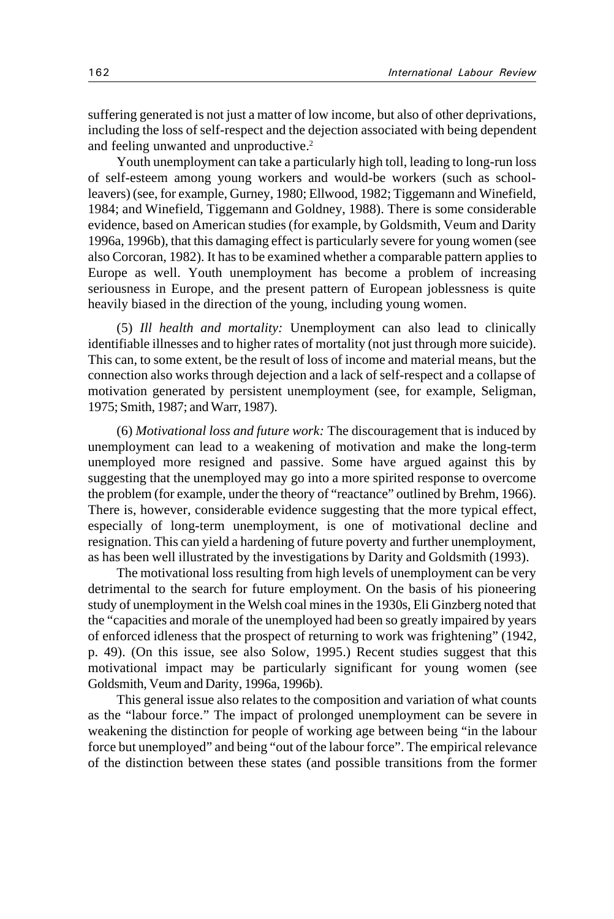suffering generated is not just a matter of low income, but also of other deprivations, including the loss of self-respect and the dejection associated with being dependent and feeling unwanted and unproductive.[2]

Youth unemployment can take a particularly high toll, leading to long-run loss of self-esteem among young workers and would-be workers (such as school-leavers) (see, for example, Gurney, 1980; Ellwood, 1982; Tiggemann and Winefield, 1984; and Winefield, Tiggemann and Goldney, 1988). There is some considerable evidence, based on American studies (for example, by Goldsmith, Veum and Darity 1996a, 1996b), that this damaging effect is particularly severe for young women (see also Corcoran, 1982). It has to be examined whether a comparable pattern applies to Europe as well. Youth unemployment has become a problem of increasing seriousness in Europe, and the present pattern of European joblessness is quite heavily biased in the direction of the young, including young women.

(5) *Ill health and mortality:* Unemployment can also lead to clinically identifiable illnesses and to higher rates of mortality (not just through more suicide). This can, to some extent, be the result of loss of income and material means, but the connection also works through dejection and a lack of self-respect and a collapse of motivation generated by persistent unemployment (see, for example, Seligman, 1975; Smith, 1987; and Warr, 1987).

(6) *Motivational loss and future work:* The discouragement that is induced by unemployment can lead to a weakening of motivation and make the long-term unemployed more resigned and passive. Some have argued against this by suggesting that the unemployed may go into a more spirited response to overcome the problem (for example, under the theory of "reactance" outlined by Brehm, 1966). There is, however, considerable evidence suggesting that the more typical effect, especially of long-term unemployment, is one of motivational decline and resignation. This can yield a hardening of future poverty and further unemployment, as has been well illustrated by the investigations by Darity and Goldsmith (1993).

The motivational loss resulting from high levels of unemployment can be very detrimental to the search for future employment. On the basis of his pioneering study of unemployment in the Welsh coal mines in the 1930s, Eli Ginzberg noted that the "capacities and morale of the unemployed had been so greatly impaired by years of enforced idleness that the prospect of returning to work was frightening" (1942, p. 49). (On this issue, see also Solow, 1995.) Recent studies suggest that this motivational impact may be particularly significant for young women (see Goldsmith, Veum and Darity, 1996a, 1996b).

This general issue also relates to the composition and variation of what counts as the "labour force." The impact of prolonged unemployment can be severe in weakening the distinction for people of working age between being "in the labour force but unemployed" and being "out of the labour force". The empirical relevance of the distinction between these states (and possible transitions from the former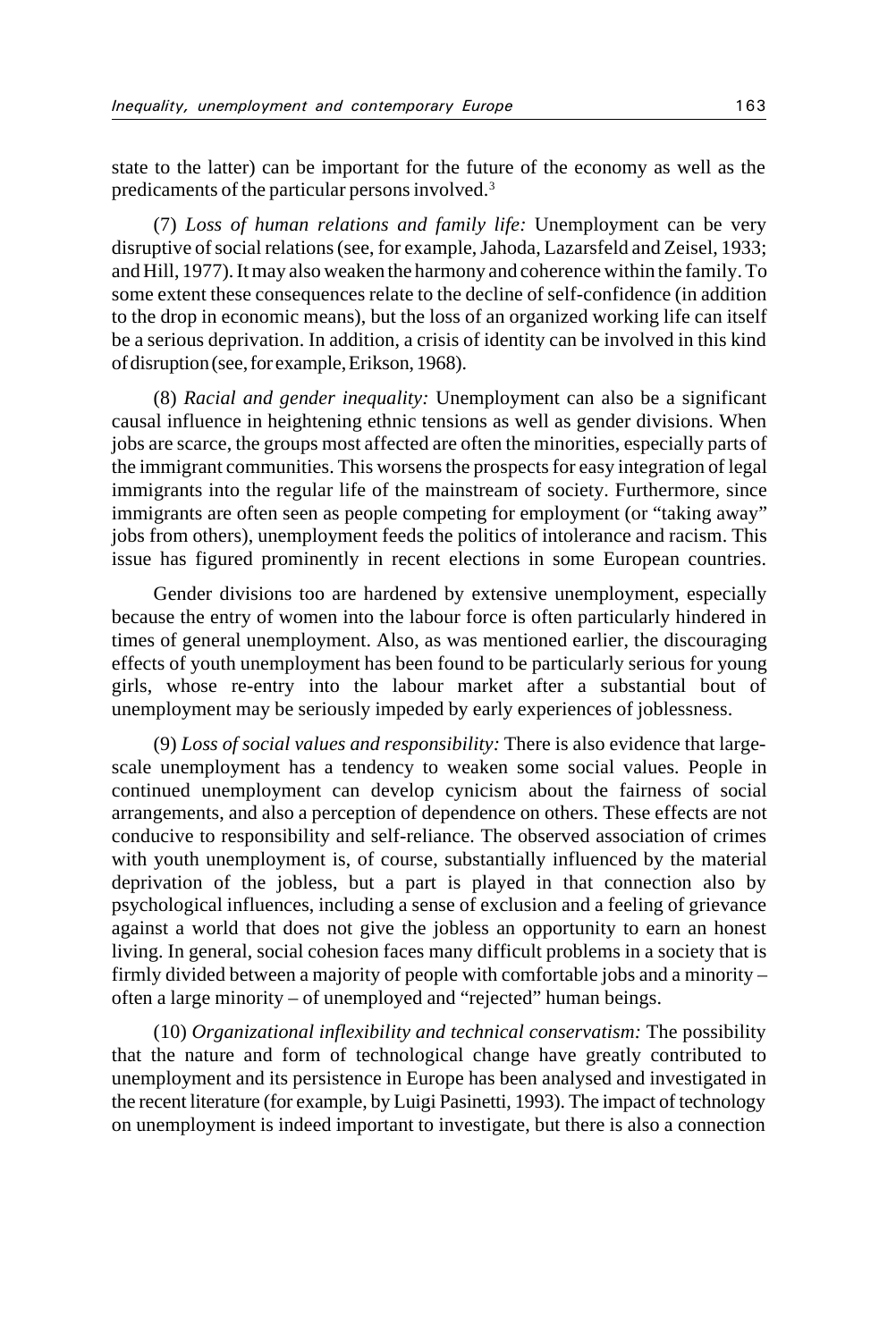state to the latter) can be important for the future of the economy as well as the predicaments of the particular persons involved.[3]

(7) *Loss of human relations and family life:* Unemployment can be very disruptive of social relations (see, for example, Jahoda, Lazarsfeld and Zeisel, 1933; and Hill, 1977). It may also weaken the harmony and coherence within the family. To some extent these consequences relate to the decline of self-confidence (in addition to the drop in economic means), but the loss of an organized working life can itself be a serious deprivation. In addition, a crisis of identity can be involved in this kind of disruption (see, for example, Erikson, 1968).

(8) *Racial and gender inequality:* Unemployment can also be a significant causal influence in heightening ethnic tensions as well as gender divisions. When jobs are scarce, the groups most affected are often the minorities, especially parts of the immigrant communities. This worsens the prospects for easy integration of legal immigrants into the regular life of the mainstream of society. Furthermore, since immigrants are often seen as people competing for employment (or "taking away" jobs from others), unemployment feeds the politics of intolerance and racism. This issue has figured prominently in recent elections in some European countries.

Gender divisions too are hardened by extensive unemployment, especially because the entry of women into the labour force is often particularly hindered in times of general unemployment. Also, as was mentioned earlier, the discouraging effects of youth unemployment has been found to be particularly serious for young girls, whose re-entry into the labour market after a substantial bout of unemployment may be seriously impeded by early experiences of joblessness.

(9) *Loss of social values and responsibility:* There is also evidence that large-scale unemployment has a tendency to weaken some social values. People in continued unemployment can develop cynicism about the fairness of social arrangements, and also a perception of dependence on others. These effects are not conducive to responsibility and self-reliance. The observed association of crimes with youth unemployment is, of course, substantially influenced by the material deprivation of the jobless, but a part is played in that connection also by psychological influences, including a sense of exclusion and a feeling of grievance against a world that does not give the jobless an opportunity to earn an honest living. In general, social cohesion faces many difficult problems in a society that is firmly divided between a majority of people with comfortable jobs and a minority – often a large minority – of unemployed and "rejected" human beings.

(10) *Organizational inflexibility and technical conservatism:* The possibility that the nature and form of technological change have greatly contributed to unemployment and its persistence in Europe has been analysed and investigated in the recent literature (for example, by Luigi Pasinetti, 1993). The impact of technology on unemployment is indeed important to investigate, but there is also a connection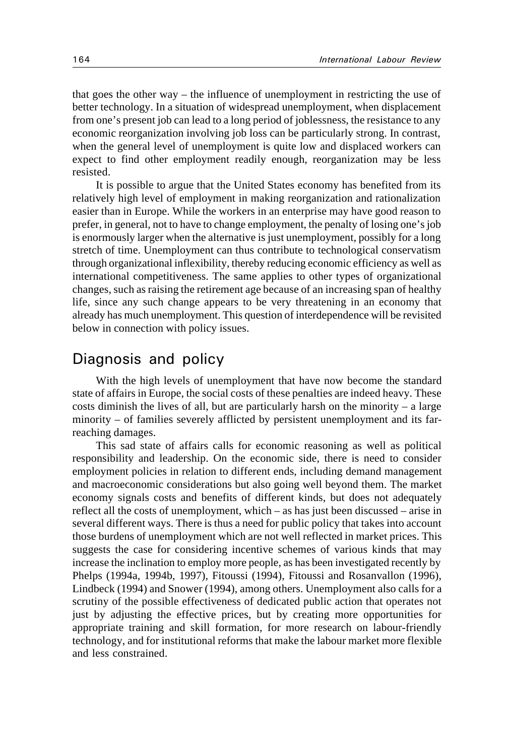that goes the other way – the influence of unemployment in restricting the use of better technology. In a situation of widespread unemployment, when displacement from one's present job can lead to a long period of joblessness, the resistance to any economic reorganization involving job loss can be particularly strong. In contrast, when the general level of unemployment is quite low and displaced workers can expect to find other employment readily enough, reorganization may be less resisted.

It is possible to argue that the United States economy has benefited from its relatively high level of employment in making reorganization and rationalization easier than in Europe. While the workers in an enterprise may have good reason to prefer, in general, not to have to change employment, the penalty of losing one's job is enormously larger when the alternative is just unemployment, possibly for a long stretch of time. Unemployment can thus contribute to technological conservatism through organizational inflexibility, thereby reducing economic efficiency as well as international competitiveness. The same applies to other types of organizational changes, such as raising the retirement age because of an increasing span of healthy life, since any such change appears to be very threatening in an economy that already has much unemployment. This question of interdependence will be revisited below in connection with policy issues.

## Diagnosis and policy

With the high levels of unemployment that have now become the standard state of affairs in Europe, the social costs of these penalties are indeed heavy. These costs diminish the lives of all, but are particularly harsh on the minority – a large minority – of families severely afflicted by persistent unemployment and its far-reaching damages.

This sad state of affairs calls for economic reasoning as well as political responsibility and leadership. On the economic side, there is need to consider employment policies in relation to different ends, including demand management and macroeconomic considerations but also going well beyond them. The market economy signals costs and benefits of different kinds, but does not adequately reflect all the costs of unemployment, which – as has just been discussed – arise in several different ways. There is thus a need for public policy that takes into account those burdens of unemployment which are not well reflected in market prices. This suggests the case for considering incentive schemes of various kinds that may increase the inclination to employ more people, as has been investigated recently by Phelps (1994a, 1994b, 1997), Fitoussi (1994), Fitoussi and Rosanvallon (1996), Lindbeck (1994) and Snower (1994), among others. Unemployment also calls for a scrutiny of the possible effectiveness of dedicated public action that operates not just by adjusting the effective prices, but by creating more opportunities for appropriate training and skill formation, for more research on labour-friendly technology, and for institutional reforms that make the labour market more flexible and less constrained.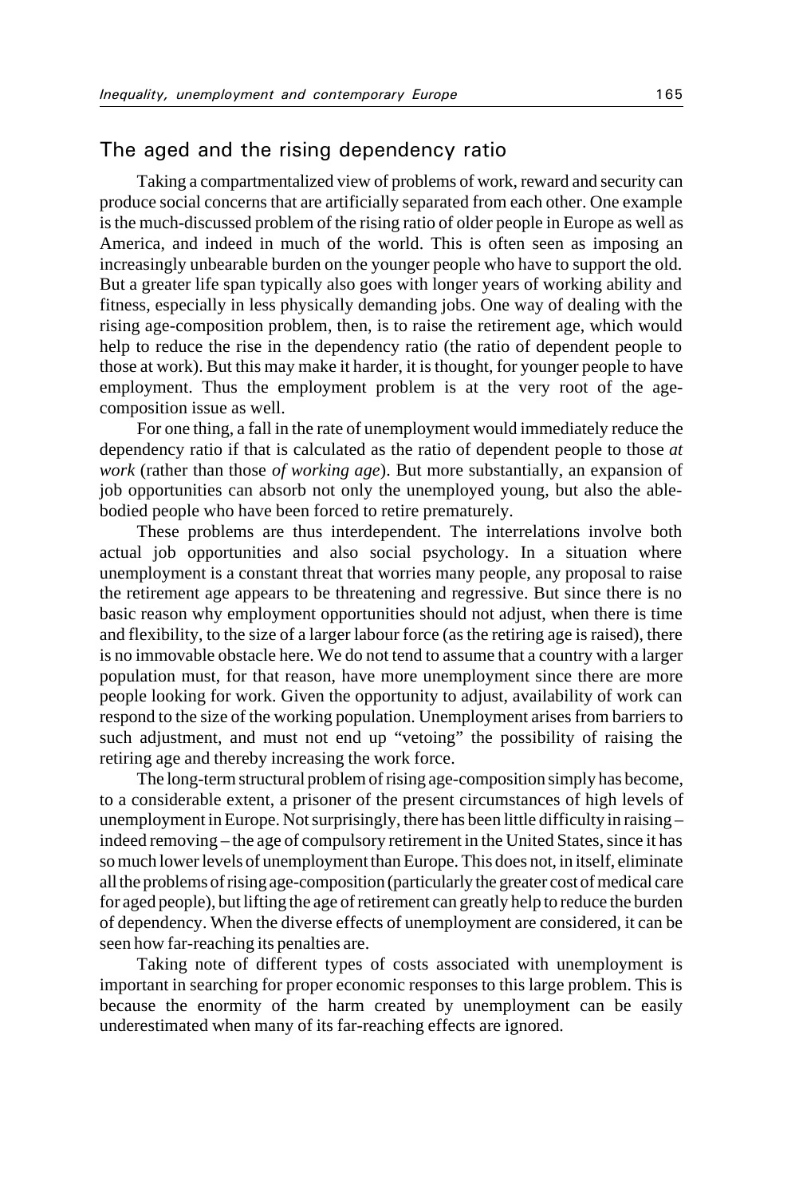## The aged and the rising dependency ratio

Taking a compartmentalized view of problems of work, reward and security can produce social concerns that are artificially separated from each other. One example is the much-discussed problem of the rising ratio of older people in Europe as well as America, and indeed in much of the world. This is often seen as imposing an increasingly unbearable burden on the younger people who have to support the old. But a greater life span typically also goes with longer years of working ability and fitness, especially in less physically demanding jobs. One way of dealing with the rising age-composition problem, then, is to raise the retirement age, which would help to reduce the rise in the dependency ratio (the ratio of dependent people to those at work). But this may make it harder, it is thought, for younger people to have employment. Thus the employment problem is at the very root of the age-composition issue as well.

For one thing, a fall in the rate of unemployment would immediately reduce the dependency ratio if that is calculated as the ratio of dependent people to those *at work* (rather than those *of working age*). But more substantially, an expansion of job opportunities can absorb not only the unemployed young, but also the able-bodied people who have been forced to retire prematurely.

These problems are thus interdependent. The interrelations involve both actual job opportunities and also social psychology. In a situation where unemployment is a constant threat that worries many people, any proposal to raise the retirement age appears to be threatening and regressive. But since there is no basic reason why employment opportunities should not adjust, when there is time and flexibility, to the size of a larger labour force (as the retiring age is raised), there is no immovable obstacle here. We do not tend to assume that a country with a larger population must, for that reason, have more unemployment since there are more people looking for work. Given the opportunity to adjust, availability of work can respond to the size of the working population. Unemployment arises from barriers to such adjustment, and must not end up "vetoing" the possibility of raising the retiring age and thereby increasing the work force.

The long-term structural problem of rising age-composition simply has become, to a considerable extent, a prisoner of the present circumstances of high levels of unemployment in Europe. Not surprisingly, there has been little difficulty in raising – indeed removing – the age of compulsory retirement in the United States, since it has so much lower levels of unemployment than Europe. This does not, in itself, eliminate all the problems of rising age-composition (particularly the greater cost of medical care for aged people), but lifting the age of retirement can greatly help to reduce the burden of dependency. When the diverse effects of unemployment are considered, it can be seen how far-reaching its penalties are.

Taking note of different types of costs associated with unemployment is important in searching for proper economic responses to this large problem. This is because the enormity of the harm created by unemployment can be easily underestimated when many of its far-reaching effects are ignored.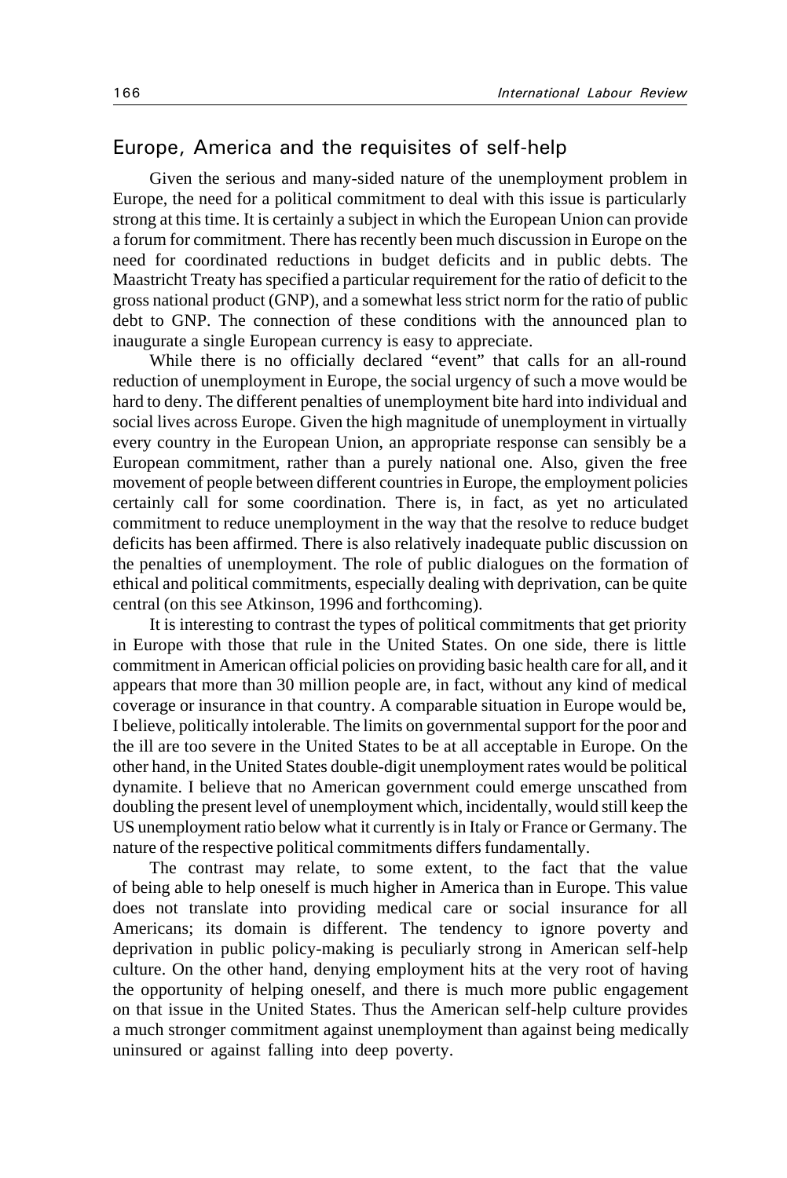## Europe, America and the requisites of self-help

Given the serious and many-sided nature of the unemployment problem in Europe, the need for a political commitment to deal with this issue is particularly strong at this time. It is certainly a subject in which the European Union can provide a forum for commitment. There has recently been much discussion in Europe on the need for coordinated reductions in budget deficits and in public debts. The Maastricht Treaty has specified a particular requirement for the ratio of deficit to the gross national product (GNP), and a somewhat less strict norm for the ratio of public debt to GNP. The connection of these conditions with the announced plan to inaugurate a single European currency is easy to appreciate.

While there is no officially declared "event" that calls for an all-round reduction of unemployment in Europe, the social urgency of such a move would be hard to deny. The different penalties of unemployment bite hard into individual and social lives across Europe. Given the high magnitude of unemployment in virtually every country in the European Union, an appropriate response can sensibly be a European commitment, rather than a purely national one. Also, given the free movement of people between different countries in Europe, the employment policies certainly call for some coordination. There is, in fact, as yet no articulated commitment to reduce unemployment in the way that the resolve to reduce budget deficits has been affirmed. There is also relatively inadequate public discussion on the penalties of unemployment. The role of public dialogues on the formation of ethical and political commitments, especially dealing with deprivation, can be quite central (on this see Atkinson, 1996 and forthcoming).

It is interesting to contrast the types of political commitments that get priority in Europe with those that rule in the United States. On one side, there is little commitment in American official policies on providing basic health care for all, and it appears that more than 30 million people are, in fact, without any kind of medical coverage or insurance in that country. A comparable situation in Europe would be, I believe, politically intolerable. The limits on governmental support for the poor and the ill are too severe in the United States to be at all acceptable in Europe. On the other hand, in the United States double-digit unemployment rates would be political dynamite. I believe that no American government could emerge unscathed from doubling the present level of unemployment which, incidentally, would still keep the US unemployment ratio below what it currently is in Italy or France or Germany. The nature of the respective political commitments differs fundamentally.

The contrast may relate, to some extent, to the fact that the value of being able to help oneself is much higher in America than in Europe. This value does not translate into providing medical care or social insurance for all Americans; its domain is different. The tendency to ignore poverty and deprivation in public policy-making is peculiarly strong in American self-help culture. On the other hand, denying employment hits at the very root of having the opportunity of helping oneself, and there is much more public engagement on that issue in the United States. Thus the American self-help culture provides a much stronger commitment against unemployment than against being medically uninsured or against falling into deep poverty.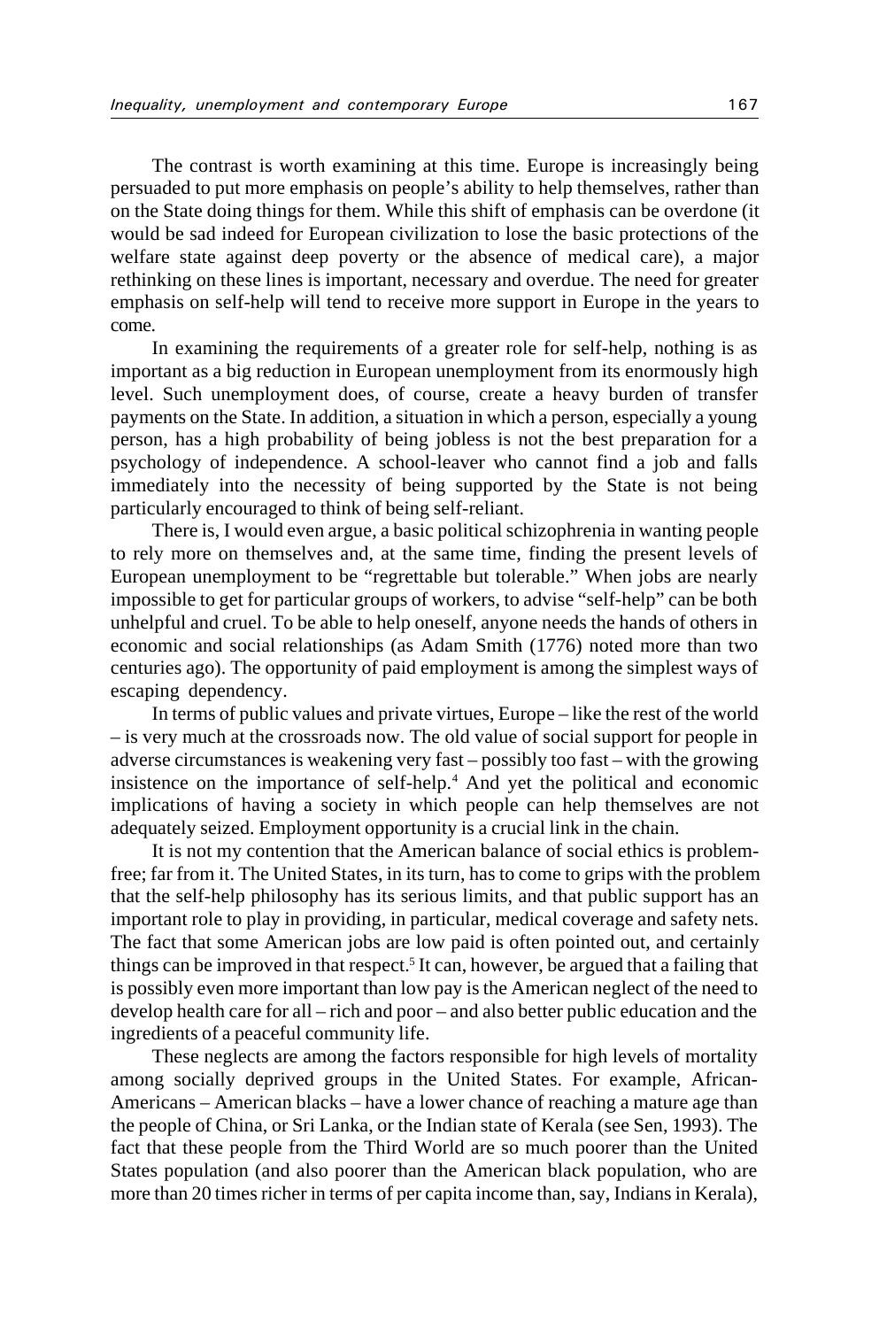The contrast is worth examining at this time. Europe is increasingly being persuaded to put more emphasis on people's ability to help themselves, rather than on the State doing things for them. While this shift of emphasis can be overdone (it would be sad indeed for European civilization to lose the basic protections of the welfare state against deep poverty or the absence of medical care), a major rethinking on these lines is important, necessary and overdue. The need for greater emphasis on self-help will tend to receive more support in Europe in the years to come.

In examining the requirements of a greater role for self-help, nothing is as important as a big reduction in European unemployment from its enormously high level. Such unemployment does, of course, create a heavy burden of transfer payments on the State. In addition, a situation in which a person, especially a young person, has a high probability of being jobless is not the best preparation for a psychology of independence. A school-leaver who cannot find a job and falls immediately into the necessity of being supported by the State is not being particularly encouraged to think of being self-reliant.

There is, I would even argue, a basic political schizophrenia in wanting people to rely more on themselves and, at the same time, finding the present levels of European unemployment to be "regrettable but tolerable." When jobs are nearly impossible to get for particular groups of workers, to advise "self-help" can be both unhelpful and cruel. To be able to help oneself, anyone needs the hands of others in economic and social relationships (as Adam Smith (1776) noted more than two centuries ago). The opportunity of paid employment is among the simplest ways of escaping dependency.

In terms of public values and private virtues, Europe – like the rest of the world – is very much at the crossroads now. The old value of social support for people in adverse circumstances is weakening very fast – possibly too fast – with the growing insistence on the importance of self-help.[4] And yet the political and economic implications of having a society in which people can help themselves are not adequately seized. Employment opportunity is a crucial link in the chain.

It is not my contention that the American balance of social ethics is problem-free; far from it. The United States, in its turn, has to come to grips with the problem that the self-help philosophy has its serious limits, and that public support has an important role to play in providing, in particular, medical coverage and safety nets. The fact that some American jobs are low paid is often pointed out, and certainly things can be improved in that respect.[5] It can, however, be argued that a failing that is possibly even more important than low pay is the American neglect of the need to develop health care for all – rich and poor – and also better public education and the ingredients of a peaceful community life.

These neglects are among the factors responsible for high levels of mortality among socially deprived groups in the United States. For example, African-Americans – American blacks – have a lower chance of reaching a mature age than the people of China, or Sri Lanka, or the Indian state of Kerala (see Sen, 1993). The fact that these people from the Third World are so much poorer than the United States population (and also poorer than the American black population, who are more than 20 times richer in terms of per capita income than, say, Indians in Kerala),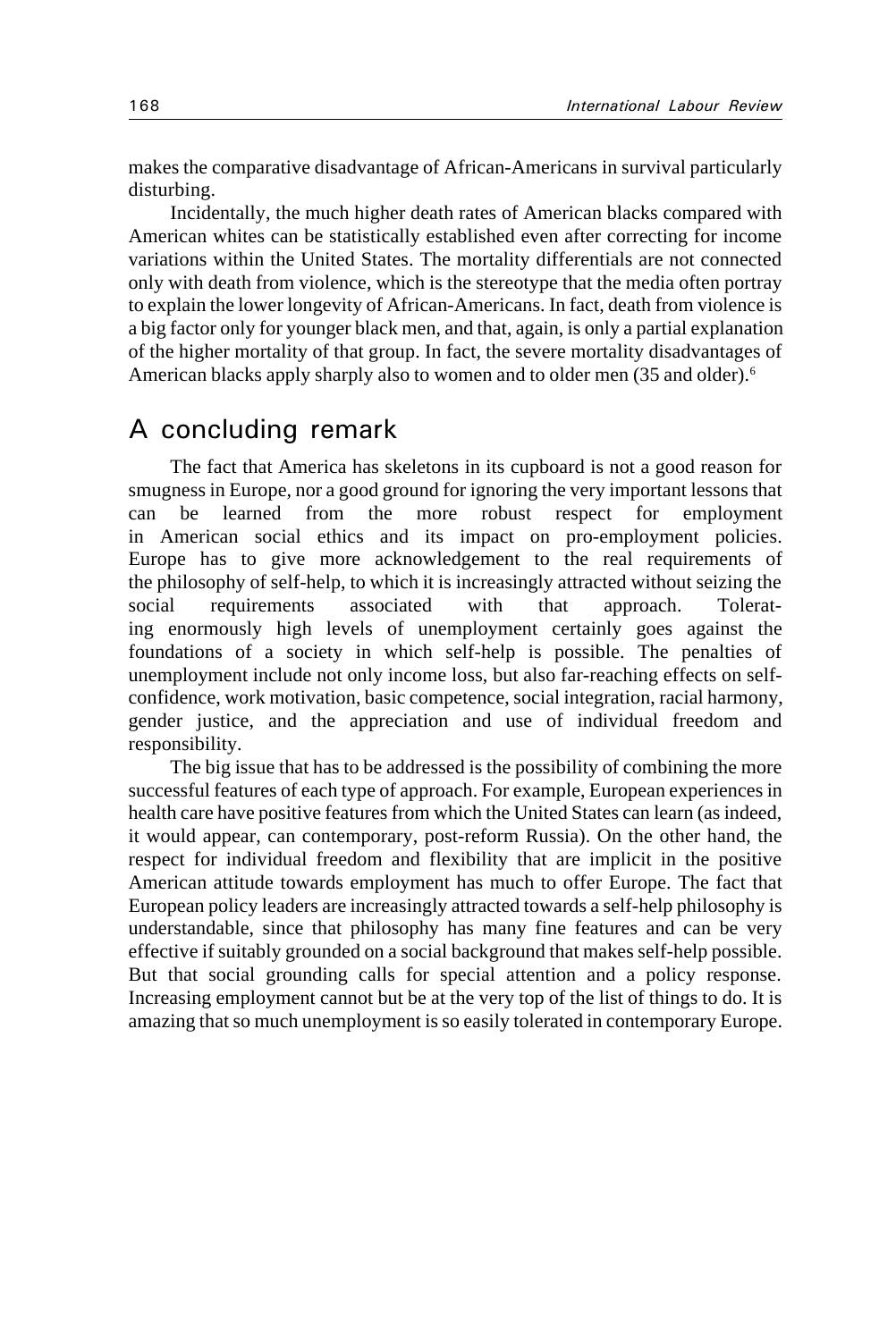makes the comparative disadvantage of African-Americans in survival particularly disturbing.

Incidentally, the much higher death rates of American blacks compared with American whites can be statistically established even after correcting for income variations within the United States. The mortality differentials are not connected only with death from violence, which is the stereotype that the media often portray to explain the lower longevity of African-Americans. In fact, death from violence is a big factor only for younger black men, and that, again, is only a partial explanation of the higher mortality of that group. In fact, the severe mortality disadvantages of American blacks apply sharply also to women and to older men (35 and older).[6]

## A concluding remark

The fact that America has skeletons in its cupboard is not a good reason for smugness in Europe, nor a good ground for ignoring the very important lessons that can be learned from the more robust respect for employment in American social ethics and its impact on pro-employment policies. Europe has to give more acknowledgement to the real requirements of the philosophy of self-help, to which it is increasingly attracted without seizing the social requirements associated with that approach. Tolerating enormously high levels of unemployment certainly goes against the foundations of a society in which self-help is possible. The penalties of unemployment include not only income loss, but also far-reaching effects on self-confidence, work motivation, basic competence, social integration, racial harmony, gender justice, and the appreciation and use of individual freedom and responsibility.

The big issue that has to be addressed is the possibility of combining the more successful features of each type of approach. For example, European experiences in health care have positive features from which the United States can learn (as indeed, it would appear, can contemporary, post-reform Russia). On the other hand, the respect for individual freedom and flexibility that are implicit in the positive American attitude towards employment has much to offer Europe. The fact that European policy leaders are increasingly attracted towards a self-help philosophy is understandable, since that philosophy has many fine features and can be very effective if suitably grounded on a social background that makes self-help possible. But that social grounding calls for special attention and a policy response. Increasing employment cannot but be at the very top of the list of things to do. It is amazing that so much unemployment is so easily tolerated in contemporary Europe.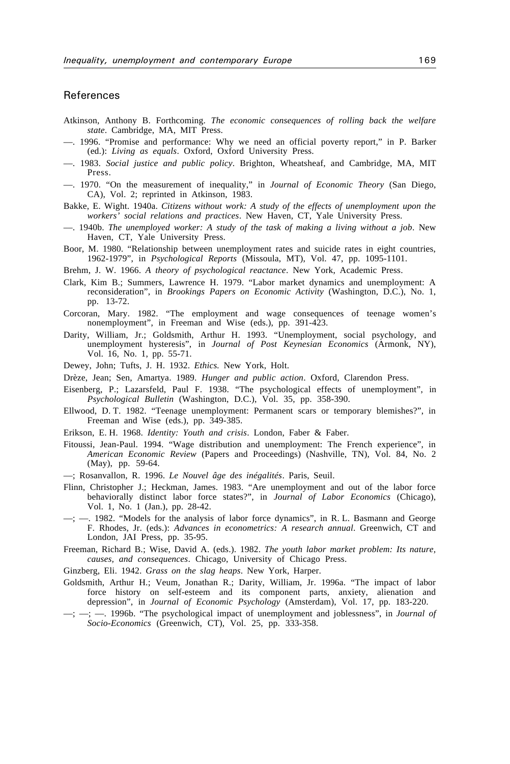## References

Atkinson, Anthony B. Forthcoming. *The economic consequences of rolling back the welfare state*. Cambridge, MA, MIT Press.

—. 1996. "Promise and performance: Why we need an official poverty report," in P. Barker (ed.): *Living as equals*. Oxford, Oxford University Press.

—. 1983. *Social justice and public policy*. Brighton, Wheatsheaf, and Cambridge, MA, MIT Press.

—. 1970. "On the measurement of inequality," in *Journal of Economic Theory* (San Diego, CA), Vol. 2; reprinted in Atkinson, 1983.

Bakke, E. Wight. 1940a. *Citizens without work: A study of the effects of unemployment upon the workers' social relations and practices*. New Haven, CT, Yale University Press.

—. 1940b. *The unemployed worker: A study of the task of making a living without a job*. New Haven, CT, Yale University Press.

Boor, M. 1980. "Relationship between unemployment rates and suicide rates in eight countries, 1962-1979", in *Psychological Reports* (Missoula, MT), Vol. 47, pp. 1095-1101.

Brehm, J. W. 1966. *A theory of psychological reactance*. New York, Academic Press.

Clark, Kim B.; Summers, Lawrence H. 1979. "Labor market dynamics and unemployment: A reconsideration", in *Brookings Papers on Economic Activity* (Washington, D.C.), No. 1, pp. 13-72.

Corcoran, Mary. 1982. "The employment and wage consequences of teenage women's nonemployment", in Freeman and Wise (eds.), pp. 391-423.

Darity, William, Jr.; Goldsmith, Arthur H. 1993. "Unemployment, social psychology, and unemployment hysteresis", in *Journal of Post Keynesian Economics* (Armonk, NY), Vol. 16, No. 1, pp. 55-71.

Dewey, John; Tufts, J. H. 1932. *Ethics.* New York, Holt.

Drèze, Jean; Sen, Amartya. 1989. *Hunger and public action*. Oxford, Clarendon Press.

Eisenberg, P.; Lazarsfeld, Paul F. 1938. "The psychological effects of unemployment", in *Psychological Bulletin* (Washington, D.C.), Vol. 35, pp. 358-390.

Ellwood, D. T. 1982. "Teenage unemployment: Permanent scars or temporary blemishes?", in Freeman and Wise (eds.), pp. 349-385.

Erikson, E. H. 1968. *Identity: Youth and crisis*. London, Faber & Faber.

Fitoussi, Jean-Paul. 1994. "Wage distribution and unemployment: The French experience", in *American Economic Review* (Papers and Proceedings) (Nashville, TN), Vol. 84, No. 2 (May), pp. 59-64.

—; Rosanvallon, R. 1996. *Le Nouvel âge des inégalités*. Paris, Seuil.

Flinn, Christopher J.; Heckman, James. 1983. "Are unemployment and out of the labor force behaviorally distinct labor force states?", in *Journal of Labor Economics* (Chicago), Vol. 1, No. 1 (Jan.), pp. 28-42.

—; —. 1982. "Models for the analysis of labor force dynamics", in R. L. Basmann and George F. Rhodes, Jr. (eds.): *Advances in econometrics: A research annual*. Greenwich, CT and London, JAI Press, pp. 35-95.

Freeman, Richard B.; Wise, David A. (eds.). 1982. *The youth labor market problem: Its nature, causes, and consequences*. Chicago, University of Chicago Press.

Ginzberg, Eli. 1942. *Grass on the slag heaps*. New York, Harper.

Goldsmith, Arthur H.; Veum, Jonathan R.; Darity, William, Jr. 1996a. "The impact of labor force history on self-esteem and its component parts, anxiety, alienation and depression", in *Journal of Economic Psychology* (Amsterdam), Vol. 17, pp. 183-220.

—; —; —. 1996b. "The psychological impact of unemployment and joblessness", in *Journal of Socio-Economics* (Greenwich, CT), Vol. 25, pp. 333-358.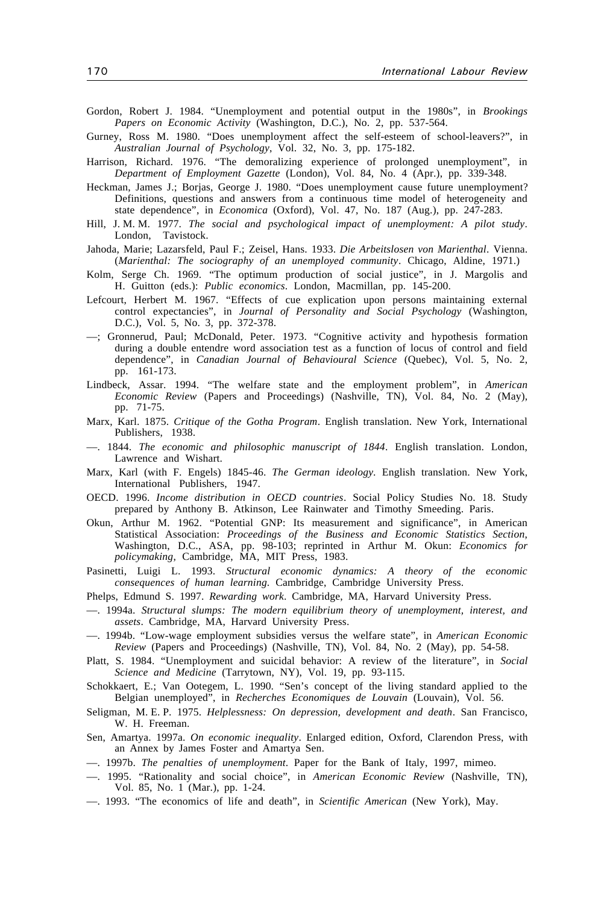Gordon, Robert J. 1984. "Unemployment and potential output in the 1980s", in *Brookings Papers on Economic Activity* (Washington, D.C.), No. 2, pp. 537-564.

Gurney, Ross M. 1980. "Does unemployment affect the self-esteem of school-leavers?", in *Australian Journal of Psychology*, Vol. 32, No. 3, pp. 175-182.

Harrison, Richard. 1976. "The demoralizing experience of prolonged unemployment", in *Department of Employment Gazette* (London), Vol. 84, No. 4 (Apr.), pp. 339-348.

Heckman, James J.; Borjas, George J. 1980. "Does unemployment cause future unemployment? Definitions, questions and answers from a continuous time model of heterogeneity and state dependence", in *Economica* (Oxford), Vol. 47, No. 187 (Aug.), pp. 247-283.

Hill, J. M. M. 1977. *The social and psychological impact of unemployment: A pilot study*. London, Tavistock.

Jahoda, Marie; Lazarsfeld, Paul F.; Zeisel, Hans. 1933. *Die Arbeitslosen von Marienthal*. Vienna. (*Marienthal: The sociography of an unemployed community*. Chicago, Aldine, 1971.)

Kolm, Serge Ch. 1969. "The optimum production of social justice", in J. Margolis and H. Guitton (eds.): *Public economics*. London, Macmillan, pp. 145-200.

Lefcourt, Herbert M. 1967. "Effects of cue explication upon persons maintaining external control expectancies", in *Journal of Personality and Social Psychology* (Washington, D.C.), Vol. 5, No. 3, pp. 372-378.

—; Gronnerud, Paul; McDonald, Peter. 1973. "Cognitive activity and hypothesis formation during a double entendre word association test as a function of locus of control and field dependence", in *Canadian Journal of Behavioural Science* (Quebec), Vol. 5, No. 2, pp. 161-173.

Lindbeck, Assar. 1994. "The welfare state and the employment problem", in *American Economic Review* (Papers and Proceedings) (Nashville, TN), Vol. 84, No. 2 (May), pp. 71-75.

Marx, Karl. 1875. *Critique of the Gotha Program*. English translation. New York, International Publishers, 1938.

—. 1844. *The economic and philosophic manuscript of 1844*. English translation. London, Lawrence and Wishart.

Marx, Karl (with F. Engels) 1845-46. *The German ideology*. English translation. New York, International Publishers, 1947.

OECD. 1996. *Income distribution in OECD countries*. Social Policy Studies No. 18. Study prepared by Anthony B. Atkinson, Lee Rainwater and Timothy Smeeding. Paris.

Okun, Arthur M. 1962. "Potential GNP: Its measurement and significance", in American Statistical Association: *Proceedings of the Business and Economic Statistics Section*, Washington, D.C., ASA, pp. 98-103; reprinted in Arthur M. Okun: *Economics for policymaking*, Cambridge, MA, MIT Press, 1983.

Pasinetti, Luigi L. 1993. *Structural economic dynamics: A theory of the economic consequences of human learning*. Cambridge, Cambridge University Press.

Phelps, Edmund S. 1997. *Rewarding work*. Cambridge, MA, Harvard University Press.

—. 1994a. *Structural slumps: The modern equilibrium theory of unemployment, interest, and assets*. Cambridge, MA, Harvard University Press.

—. 1994b. "Low-wage employment subsidies versus the welfare state", in *American Economic Review* (Papers and Proceedings) (Nashville, TN), Vol. 84, No. 2 (May), pp. 54-58.

Platt, S. 1984. "Unemployment and suicidal behavior: A review of the literature", in *Social Science and Medicine* (Tarrytown, NY), Vol. 19, pp. 93-115.

Schokkaert, E.; Van Ootegem, L. 1990. "Sen's concept of the living standard applied to the Belgian unemployed", in *Recherches Economiques de Louvain* (Louvain), Vol. 56.

Seligman, M. E. P. 1975. *Helplessness: On depression, development and death*. San Francisco, W. H. Freeman.

Sen, Amartya. 1997a. *On economic inequality*. Enlarged edition, Oxford, Clarendon Press, with an Annex by James Foster and Amartya Sen.

—. 1997b. *The penalties of unemployment*. Paper for the Bank of Italy, 1997, mimeo.

—. 1995. "Rationality and social choice", in *American Economic Review* (Nashville, TN), Vol. 85, No. 1 (Mar.), pp. 1-24.

—. 1993. "The economics of life and death", in *Scientific American* (New York), May.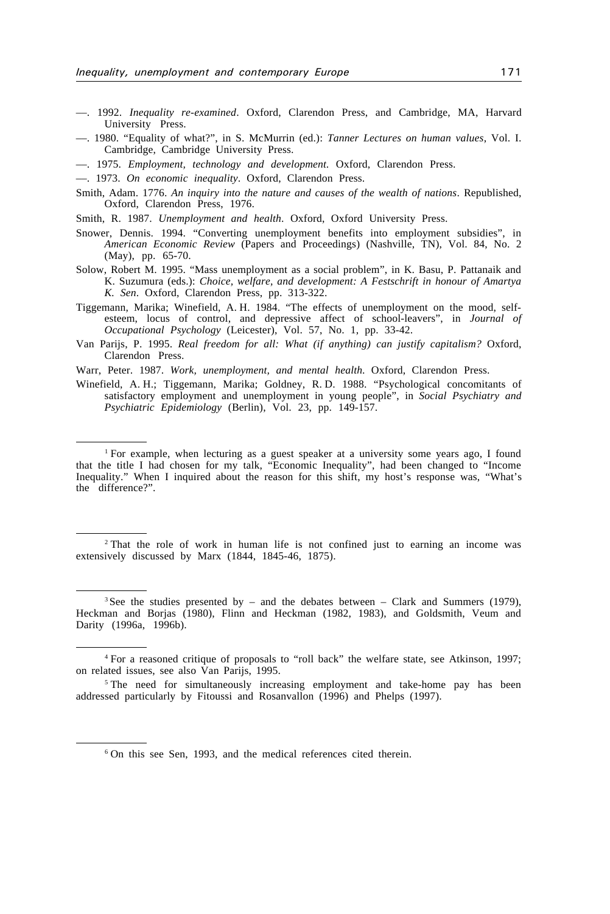—. 1992. *Inequality re-examined*. Oxford, Clarendon Press, and Cambridge, MA, Harvard University Press.

—. 1980. "Equality of what?", in S. McMurrin (ed.): *Tanner Lectures on human values*, Vol. I. Cambridge, Cambridge University Press.

—. 1975. *Employment, technology and development.* Oxford, Clarendon Press.

—. 1973. *On economic inequality*. Oxford, Clarendon Press.

Smith, Adam. 1776. *An inquiry into the nature and causes of the wealth of nations*. Republished, Oxford, Clarendon Press, 1976.

Smith, R. 1987. *Unemployment and health*. Oxford, Oxford University Press.

Snower, Dennis. 1994. "Converting unemployment benefits into employment subsidies", in *American Economic Review* (Papers and Proceedings) (Nashville, TN), Vol. 84, No. 2 (May), pp. 65-70.

Solow, Robert M. 1995. "Mass unemployment as a social problem", in K. Basu, P. Pattanaik and K. Suzumura (eds.): *Choice, welfare, and development: A Festschrift in honour of Amartya K. Sen*. Oxford, Clarendon Press, pp. 313-322.

Tiggemann, Marika; Winefield, A. H. 1984. "The effects of unemployment on the mood, self-esteem, locus of control, and depressive affect of school-leavers", in *Journal of Occupational Psychology* (Leicester), Vol. 57, No. 1, pp. 33-42.

Van Parijs, P. 1995. *Real freedom for all: What (if anything) can justify capitalism?* Oxford, Clarendon Press.

Warr, Peter. 1987. *Work, unemployment, and mental health.* Oxford, Clarendon Press.

Winefield, A. H.; Tiggemann, Marika; Goldney, R. D. 1988. "Psychological concomitants of satisfactory employment and unemployment in young people", in *Social Psychiatry and Psychiatric Epidemiology* (Berlin), Vol. 23, pp. 149-157.

---

[1] For example, when lecturing as a guest speaker at a university some years ago, I found that the title I had chosen for my talk, "Economic Inequality", had been changed to "Income Inequality." When I inquired about the reason for this shift, my host's response was, "What's the difference?".

[2] That the role of work in human life is not confined just to earning an income was extensively discussed by Marx (1844, 1845-46, 1875).

[3] See the studies presented by – and the debates between – Clark and Summers (1979), Heckman and Borjas (1980), Flinn and Heckman (1982, 1983), and Goldsmith, Veum and Darity (1996a, 1996b).

[4] For a reasoned critique of proposals to "roll back" the welfare state, see Atkinson, 1997; on related issues, see also Van Parijs, 1995.

[5] The need for simultaneously increasing employment and take-home pay has been addressed particularly by Fitoussi and Rosanvallon (1996) and Phelps (1997).

[6] On this see Sen, 1993, and the medical references cited therein.